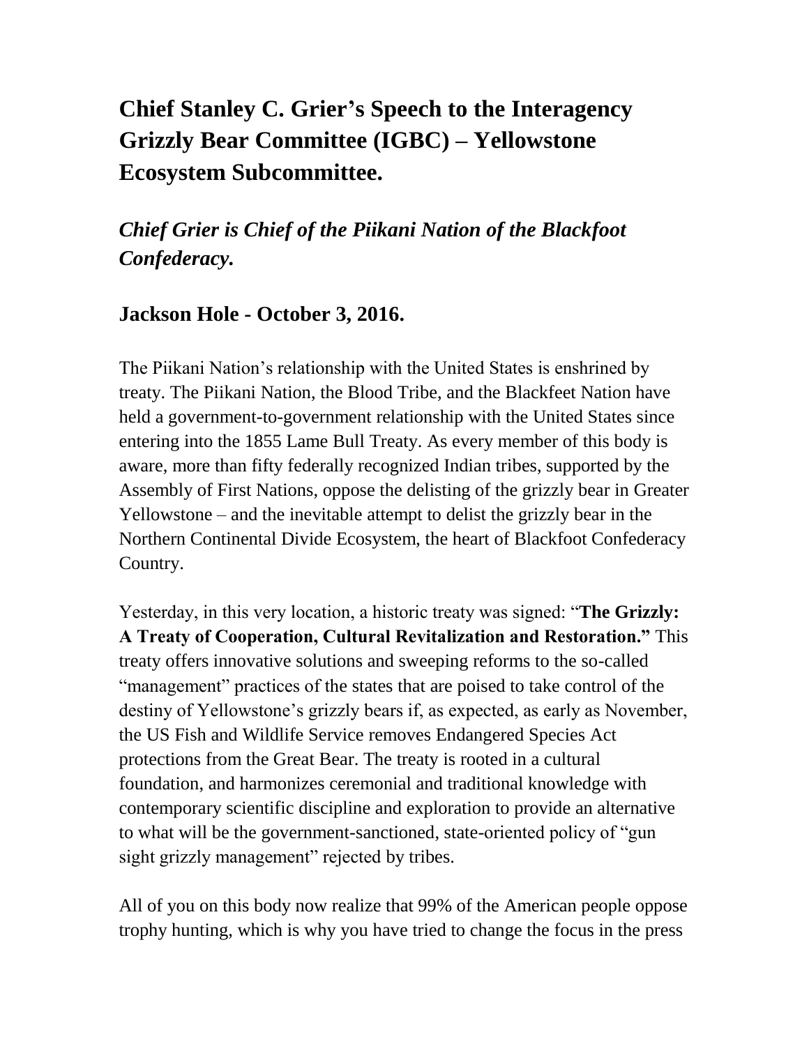# Chief Stanley C. Grier's Speech to the Interagency Grizzly Bear Committee (IGBC) – Yellowstone Ecosystem Subcommittee.

## *Chief Grier is Chief of the Piikani Nation of the Blackfoot Confederacy.*

### Jackson Hole - October 3, 2016.

The Piikani Nation's relationship with the United States is enshrined by treaty. The Piikani Nation, the Blood Tribe, and the Blackfeet Nation have held a government-to-government relationship with the United States since entering into the 1855 Lame Bull Treaty. As every member of this body is aware, more than fifty federally recognized Indian tribes, supported by the Assembly of First Nations, oppose the delisting of the grizzly bear in Greater Yellowstone – and the inevitable attempt to delist the grizzly bear in the Northern Continental Divide Ecosystem, the heart of Blackfoot Confederacy Country.

Yesterday, in this very location, a historic treaty was signed: "**The Grizzly: A Treaty of Cooperation, Cultural Revitalization and Restoration.**" This treaty offers innovative solutions and sweeping reforms to the so-called "management" practices of the states that are poised to take control of the destiny of Yellowstone's grizzly bears if, as expected, as early as November, the US Fish and Wildlife Service removes Endangered Species Act protections from the Great Bear. The treaty is rooted in a cultural foundation, and harmonizes ceremonial and traditional knowledge with contemporary scientific discipline and exploration to provide an alternative to what will be the government-sanctioned, state-oriented policy of "gun sight grizzly management" rejected by tribes.

All of you on this body now realize that 99% of the American people oppose trophy hunting, which is why you have tried to change the focus in the press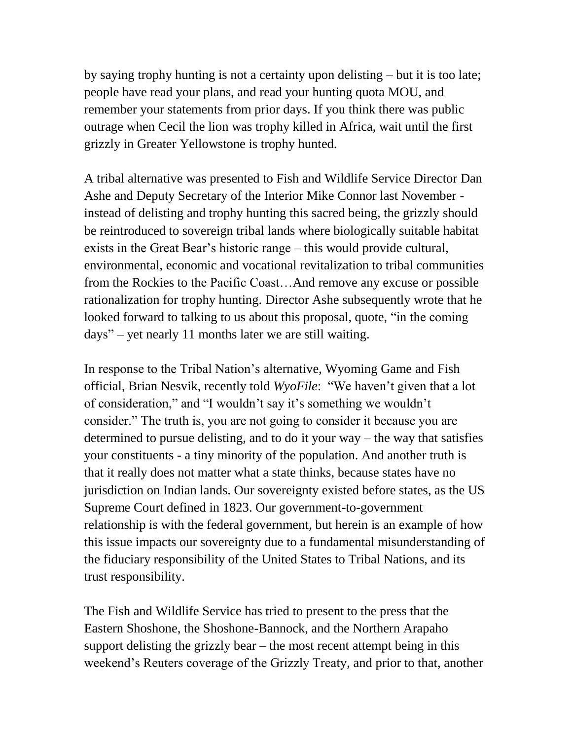by saying trophy hunting is not a certainty upon delisting – but it is too late; people have read your plans, and read your hunting quota MOU, and remember your statements from prior days. If you think there was public outrage when Cecil the lion was trophy killed in Africa, wait until the first grizzly in Greater Yellowstone is trophy hunted.

A tribal alternative was presented to Fish and Wildlife Service Director Dan Ashe and Deputy Secretary of the Interior Mike Connor last November - instead of delisting and trophy hunting this sacred being, the grizzly should be reintroduced to sovereign tribal lands where biologically suitable habitat exists in the Great Bear's historic range – this would provide cultural, environmental, economic and vocational revitalization to tribal communities from the Rockies to the Pacific Coast…And remove any excuse or possible rationalization for trophy hunting. Director Ashe subsequently wrote that he looked forward to talking to us about this proposal, quote, "in the coming days" – yet nearly 11 months later we are still waiting.

In response to the Tribal Nation's alternative, Wyoming Game and Fish official, Brian Nesvik, recently told *WyoFile*: "We haven't given that a lot of consideration," and "I wouldn't say it's something we wouldn't consider." The truth is, you are not going to consider it because you are determined to pursue delisting, and to do it your way – the way that satisfies your constituents - a tiny minority of the population. And another truth is that it really does not matter what a state thinks, because states have no jurisdiction on Indian lands. Our sovereignty existed before states, as the US Supreme Court defined in 1823. Our government-to-government relationship is with the federal government, but herein is an example of how this issue impacts our sovereignty due to a fundamental misunderstanding of the fiduciary responsibility of the United States to Tribal Nations, and its trust responsibility.

The Fish and Wildlife Service has tried to present to the press that the Eastern Shoshone, the Shoshone-Bannock, and the Northern Arapaho support delisting the grizzly bear – the most recent attempt being in this weekend's Reuters coverage of the Grizzly Treaty, and prior to that, another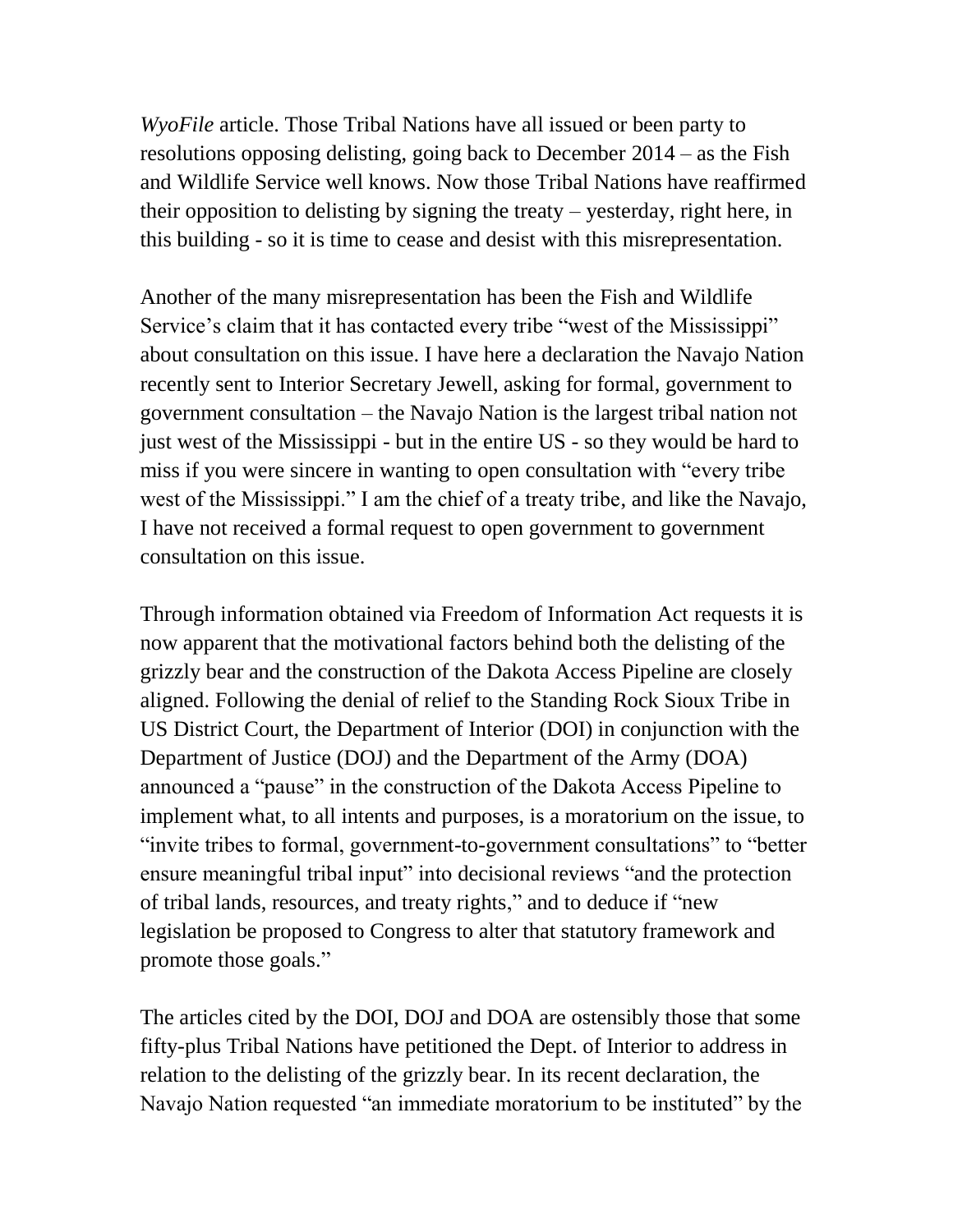*WyoFile* article. Those Tribal Nations have all issued or been party to resolutions opposing delisting, going back to December 2014 – as the Fish and Wildlife Service well knows. Now those Tribal Nations have reaffirmed their opposition to delisting by signing the treaty – yesterday, right here, in this building - so it is time to cease and desist with this misrepresentation.

Another of the many misrepresentation has been the Fish and Wildlife Service's claim that it has contacted every tribe "west of the Mississippi" about consultation on this issue. I have here a declaration the Navajo Nation recently sent to Interior Secretary Jewell, asking for formal, government to government consultation – the Navajo Nation is the largest tribal nation not just west of the Mississippi - but in the entire US - so they would be hard to miss if you were sincere in wanting to open consultation with "every tribe west of the Mississippi." I am the chief of a treaty tribe, and like the Navajo, I have not received a formal request to open government to government consultation on this issue.

Through information obtained via Freedom of Information Act requests it is now apparent that the motivational factors behind both the delisting of the grizzly bear and the construction of the Dakota Access Pipeline are closely aligned. Following the denial of relief to the Standing Rock Sioux Tribe in US District Court, the Department of Interior (DOI) in conjunction with the Department of Justice (DOJ) and the Department of the Army (DOA) announced a "pause" in the construction of the Dakota Access Pipeline to implement what, to all intents and purposes, is a moratorium on the issue, to "invite tribes to formal, government-to-government consultations" to "better ensure meaningful tribal input" into decisional reviews "and the protection of tribal lands, resources, and treaty rights," and to deduce if "new legislation be proposed to Congress to alter that statutory framework and promote those goals."

The articles cited by the DOI, DOJ and DOA are ostensibly those that some fifty-plus Tribal Nations have petitioned the Dept. of Interior to address in relation to the delisting of the grizzly bear. In its recent declaration, the Navajo Nation requested "an immediate moratorium to be instituted" by the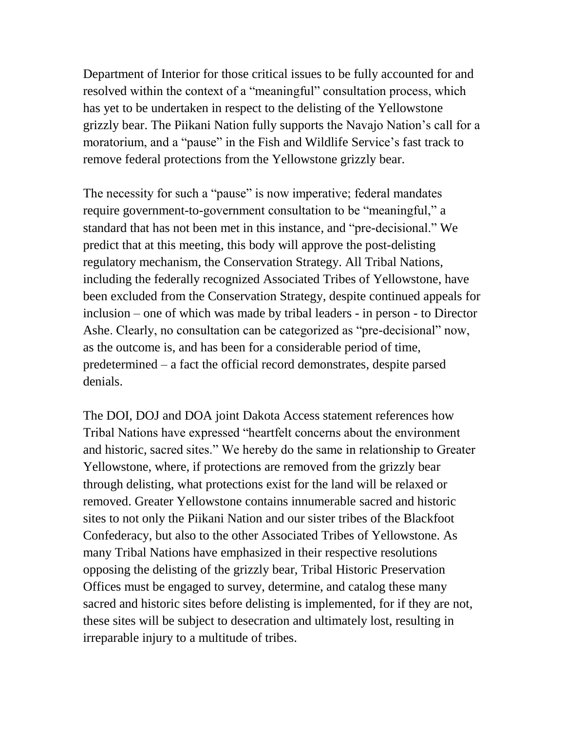Department of Interior for those critical issues to be fully accounted for and resolved within the context of a "meaningful" consultation process, which has yet to be undertaken in respect to the delisting of the Yellowstone grizzly bear. The Piikani Nation fully supports the Navajo Nation's call for a moratorium, and a "pause" in the Fish and Wildlife Service's fast track to remove federal protections from the Yellowstone grizzly bear.

The necessity for such a "pause" is now imperative; federal mandates require government-to-government consultation to be "meaningful," a standard that has not been met in this instance, and "pre-decisional." We predict that at this meeting, this body will approve the post-delisting regulatory mechanism, the Conservation Strategy. All Tribal Nations, including the federally recognized Associated Tribes of Yellowstone, have been excluded from the Conservation Strategy, despite continued appeals for inclusion – one of which was made by tribal leaders - in person - to Director Ashe. Clearly, no consultation can be categorized as "pre-decisional" now, as the outcome is, and has been for a considerable period of time, predetermined – a fact the official record demonstrates, despite parsed denials.

The DOI, DOJ and DOA joint Dakota Access statement references how Tribal Nations have expressed "heartfelt concerns about the environment and historic, sacred sites." We hereby do the same in relationship to Greater Yellowstone, where, if protections are removed from the grizzly bear through delisting, what protections exist for the land will be relaxed or removed. Greater Yellowstone contains innumerable sacred and historic sites to not only the Piikani Nation and our sister tribes of the Blackfoot Confederacy, but also to the other Associated Tribes of Yellowstone. As many Tribal Nations have emphasized in their respective resolutions opposing the delisting of the grizzly bear, Tribal Historic Preservation Offices must be engaged to survey, determine, and catalog these many sacred and historic sites before delisting is implemented, for if they are not, these sites will be subject to desecration and ultimately lost, resulting in irreparable injury to a multitude of tribes.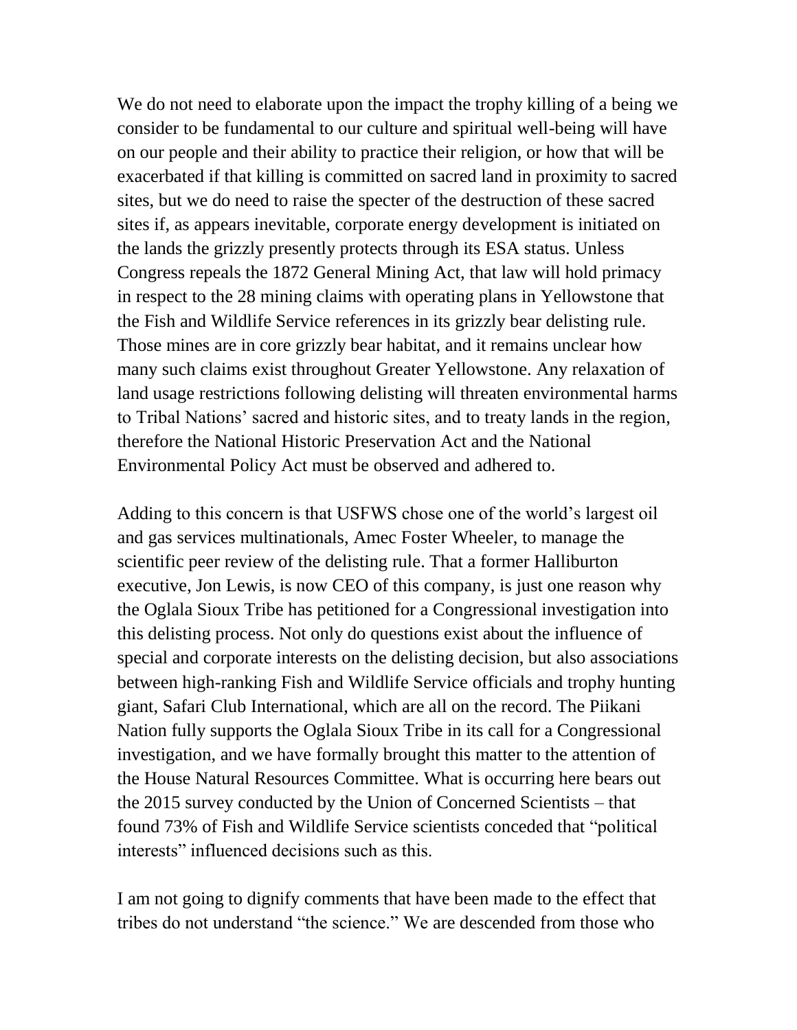We do not need to elaborate upon the impact the trophy killing of a being we consider to be fundamental to our culture and spiritual well-being will have on our people and their ability to practice their religion, or how that will be exacerbated if that killing is committed on sacred land in proximity to sacred sites, but we do need to raise the specter of the destruction of these sacred sites if, as appears inevitable, corporate energy development is initiated on the lands the grizzly presently protects through its ESA status. Unless Congress repeals the 1872 General Mining Act, that law will hold primacy in respect to the 28 mining claims with operating plans in Yellowstone that the Fish and Wildlife Service references in its grizzly bear delisting rule. Those mines are in core grizzly bear habitat, and it remains unclear how many such claims exist throughout Greater Yellowstone. Any relaxation of land usage restrictions following delisting will threaten environmental harms to Tribal Nations' sacred and historic sites, and to treaty lands in the region, therefore the National Historic Preservation Act and the National Environmental Policy Act must be observed and adhered to.

Adding to this concern is that USFWS chose one of the world's largest oil and gas services multinationals, Amec Foster Wheeler, to manage the scientific peer review of the delisting rule. That a former Halliburton executive, Jon Lewis, is now CEO of this company, is just one reason why the Oglala Sioux Tribe has petitioned for a Congressional investigation into this delisting process. Not only do questions exist about the influence of special and corporate interests on the delisting decision, but also associations between high-ranking Fish and Wildlife Service officials and trophy hunting giant, Safari Club International, which are all on the record. The Piikani Nation fully supports the Oglala Sioux Tribe in its call for a Congressional investigation, and we have formally brought this matter to the attention of the House Natural Resources Committee. What is occurring here bears out the 2015 survey conducted by the Union of Concerned Scientists – that found 73% of Fish and Wildlife Service scientists conceded that "political interests" influenced decisions such as this.

I am not going to dignify comments that have been made to the effect that tribes do not understand "the science." We are descended from those who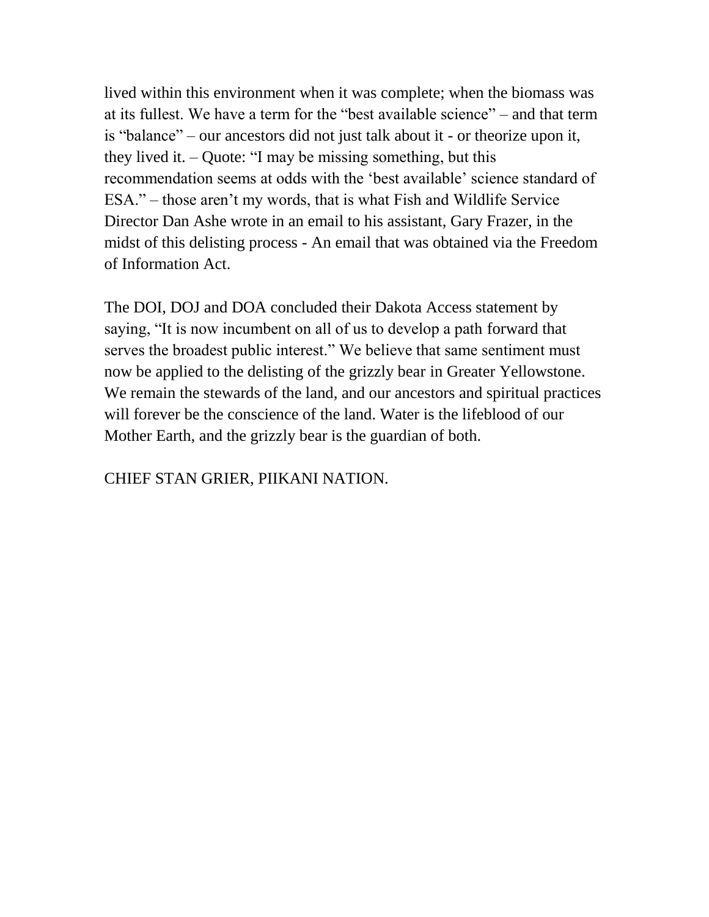lived within this environment when it was complete; when the biomass was at its fullest. We have a term for the "best available science" – and that term is "balance" – our ancestors did not just talk about it - or theorize upon it, they lived it. – Quote: "I may be missing something, but this recommendation seems at odds with the 'best available' science standard of ESA." – those aren't my words, that is what Fish and Wildlife Service Director Dan Ashe wrote in an email to his assistant, Gary Frazer, in the midst of this delisting process - An email that was obtained via the Freedom of Information Act.

The DOI, DOJ and DOA concluded their Dakota Access statement by saying, "It is now incumbent on all of us to develop a path forward that serves the broadest public interest." We believe that same sentiment must now be applied to the delisting of the grizzly bear in Greater Yellowstone. We remain the stewards of the land, and our ancestors and spiritual practices will forever be the conscience of the land. Water is the lifeblood of our Mother Earth, and the grizzly bear is the guardian of both.

CHIEF STAN GRIER, PIIKANI NATION.